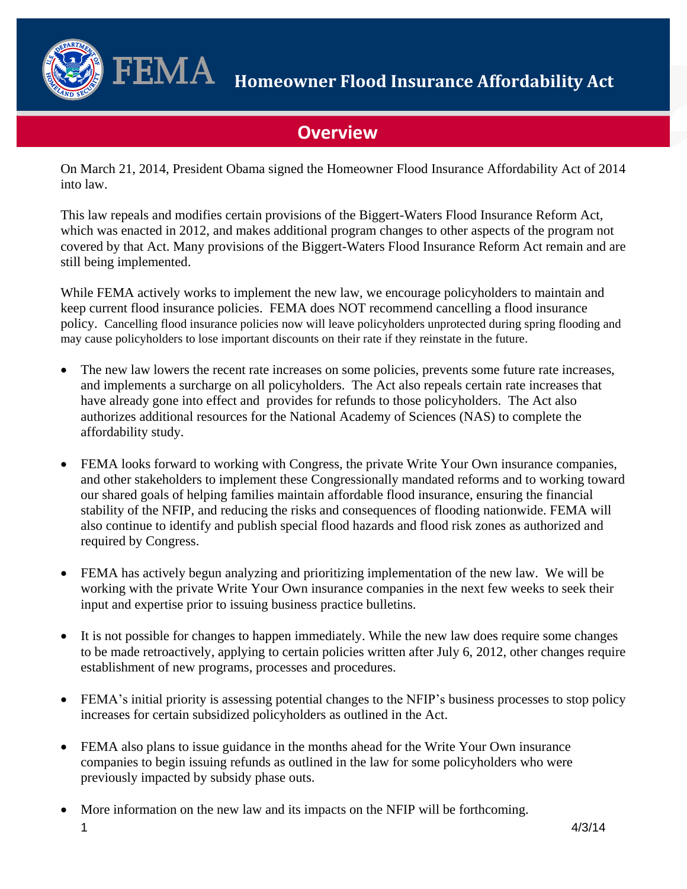# Homeowner Flood Insurance Affordability Act

## Overview

On March 21, 2014, President Obama signed the Homeowner Flood Insurance Affordability Act of 2014 into law.

This law repeals and modifies certain provisions of the Biggert-Waters Flood Insurance Reform Act, which was enacted in 2012, and makes additional program changes to other aspects of the program not covered by that Act. Many provisions of the Biggert-Waters Flood Insurance Reform Act remain and are still being implemented.

While FEMA actively works to implement the new law, we encourage policyholders to maintain and keep current flood insurance policies. FEMA does NOT recommend cancelling a flood insurance policy. Cancelling flood insurance policies now will leave policyholders unprotected during spring flooding and may cause policyholders to lose important discounts on their rate if they reinstate in the future.

- The new law lowers the recent rate increases on some policies, prevents some future rate increases, and implements a surcharge on all policyholders. The Act also repeals certain rate increases that have already gone into effect and provides for refunds to those policyholders. The Act also authorizes additional resources for the National Academy of Sciences (NAS) to complete the affordability study.

- FEMA looks forward to working with Congress, the private Write Your Own insurance companies, and other stakeholders to implement these Congressionally mandated reforms and to working toward our shared goals of helping families maintain affordable flood insurance, ensuring the financial stability of the NFIP, and reducing the risks and consequences of flooding nationwide. FEMA will also continue to identify and publish special flood hazards and flood risk zones as authorized and required by Congress.

- FEMA has actively begun analyzing and prioritizing implementation of the new law. We will be working with the private Write Your Own insurance companies in the next few weeks to seek their input and expertise prior to issuing business practice bulletins.

- It is not possible for changes to happen immediately. While the new law does require some changes to be made retroactively, applying to certain policies written after July 6, 2012, other changes require establishment of new programs, processes and procedures.

- FEMA's initial priority is assessing potential changes to the NFIP's business processes to stop policy increases for certain subsidized policyholders as outlined in the Act.

- FEMA also plans to issue guidance in the months ahead for the Write Your Own insurance companies to begin issuing refunds as outlined in the law for some policyholders who were previously impacted by subsidy phase outs.

- More information on the new law and its impacts on the NFIP will be forthcoming.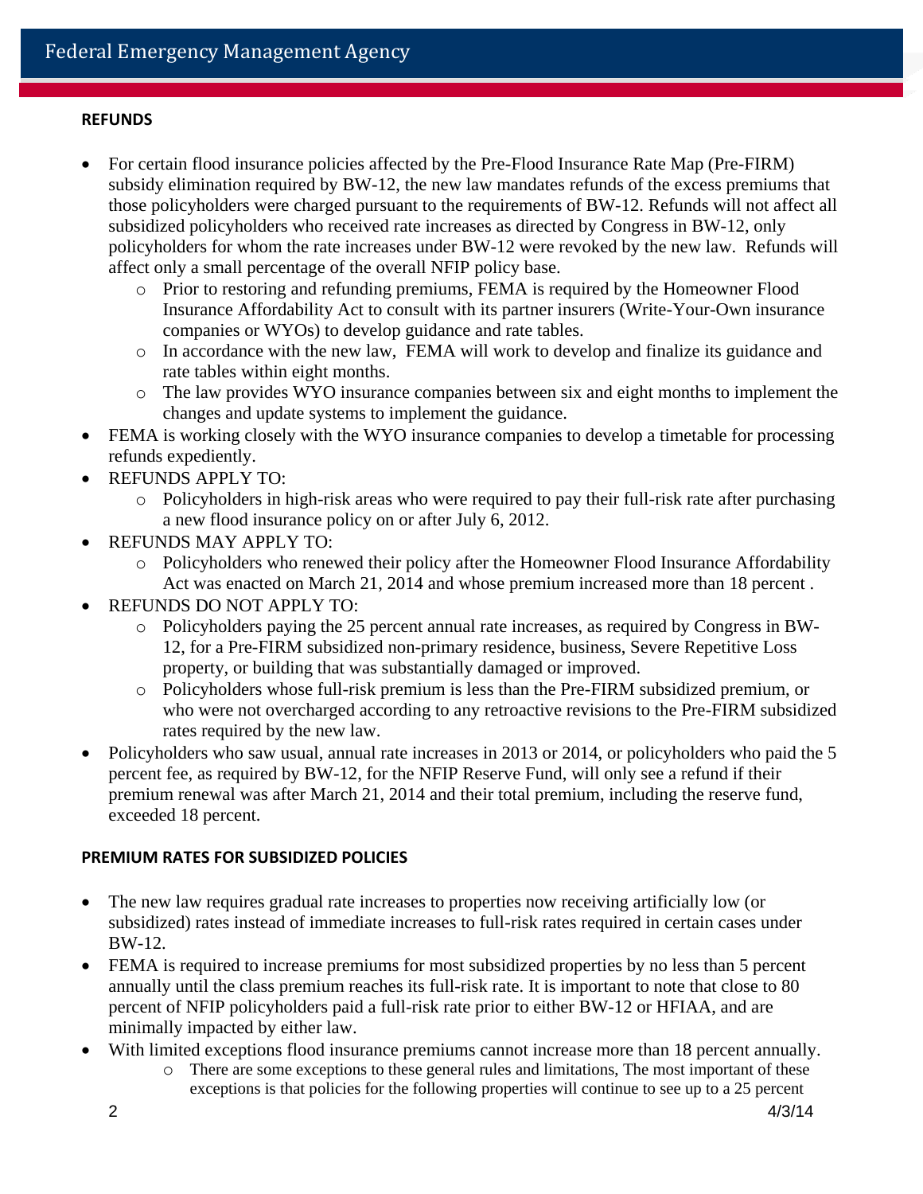## REFUNDS

- For certain flood insurance policies affected by the Pre-Flood Insurance Rate Map (Pre-FIRM) subsidy elimination required by BW-12, the new law mandates refunds of the excess premiums that those policyholders were charged pursuant to the requirements of BW-12. Refunds will not affect all subsidized policyholders who received rate increases as directed by Congress in BW-12, only policyholders for whom the rate increases under BW-12 were revoked by the new law. Refunds will affect only a small percentage of the overall NFIP policy base.
  - Prior to restoring and refunding premiums, FEMA is required by the Homeowner Flood Insurance Affordability Act to consult with its partner insurers (Write-Your-Own insurance companies or WYOs) to develop guidance and rate tables.
  - In accordance with the new law, FEMA will work to develop and finalize its guidance and rate tables within eight months.
  - The law provides WYO insurance companies between six and eight months to implement the changes and update systems to implement the guidance.
- FEMA is working closely with the WYO insurance companies to develop a timetable for processing refunds expediently.
- REFUNDS APPLY TO:
  - Policyholders in high-risk areas who were required to pay their full-risk rate after purchasing a new flood insurance policy on or after July 6, 2012.
- REFUNDS MAY APPLY TO:
  - Policyholders who renewed their policy after the Homeowner Flood Insurance Affordability Act was enacted on March 21, 2014 and whose premium increased more than 18 percent .
- REFUNDS DO NOT APPLY TO:
  - Policyholders paying the 25 percent annual rate increases, as required by Congress in BW-12, for a Pre-FIRM subsidized non-primary residence, business, Severe Repetitive Loss property, or building that was substantially damaged or improved.
  - Policyholders whose full-risk premium is less than the Pre-FIRM subsidized premium, or who were not overcharged according to any retroactive revisions to the Pre-FIRM subsidized rates required by the new law.
- Policyholders who saw usual, annual rate increases in 2013 or 2014, or policyholders who paid the 5 percent fee, as required by BW-12, for the NFIP Reserve Fund, will only see a refund if their premium renewal was after March 21, 2014 and their total premium, including the reserve fund, exceeded 18 percent.

## PREMIUM RATES FOR SUBSIDIZED POLICIES

- The new law requires gradual rate increases to properties now receiving artificially low (or subsidized) rates instead of immediate increases to full-risk rates required in certain cases under BW-12.
- FEMA is required to increase premiums for most subsidized properties by no less than 5 percent annually until the class premium reaches its full-risk rate. It is important to note that close to 80 percent of NFIP policyholders paid a full-risk rate prior to either BW-12 or HFIAA, and are minimally impacted by either law.
- With limited exceptions flood insurance premiums cannot increase more than 18 percent annually.
  - There are some exceptions to these general rules and limitations, The most important of these exceptions is that policies for the following properties will continue to see up to a 25 percent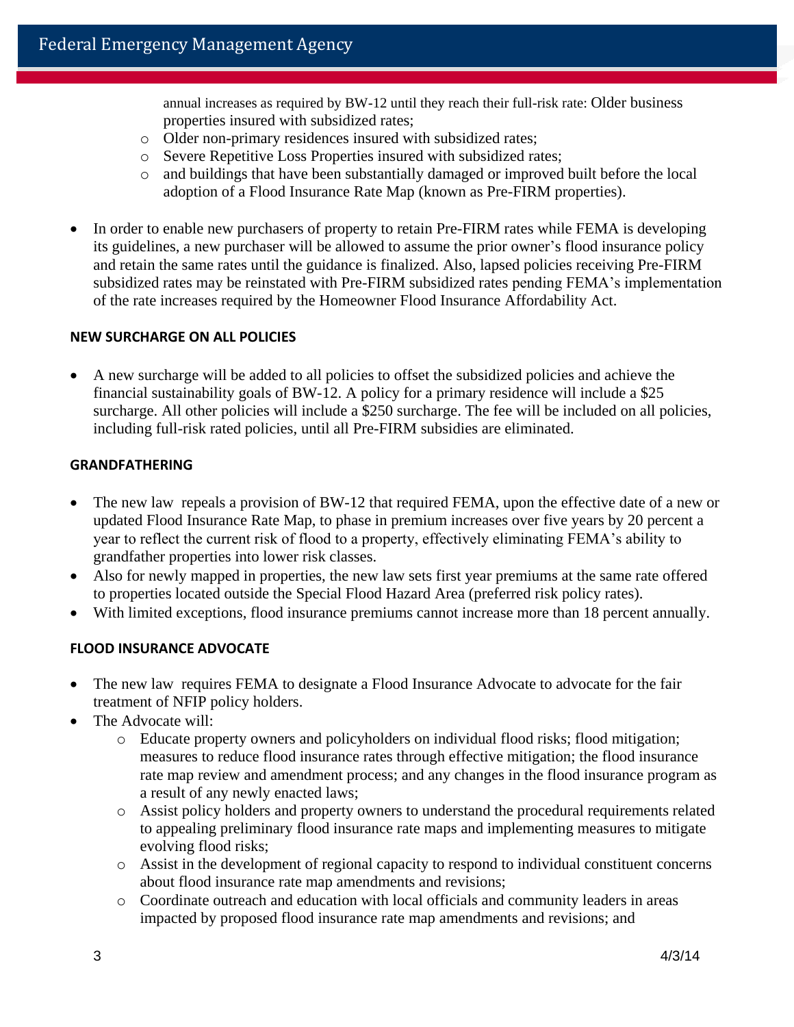annual increases as required by BW-12 until they reach their full-risk rate: Older business properties insured with subsidized rates;
  - Older non-primary residences insured with subsidized rates;
  - Severe Repetitive Loss Properties insured with subsidized rates;
  - and buildings that have been substantially damaged or improved built before the local adoption of a Flood Insurance Rate Map (known as Pre-FIRM properties).

- In order to enable new purchasers of property to retain Pre-FIRM rates while FEMA is developing its guidelines, a new purchaser will be allowed to assume the prior owner's flood insurance policy and retain the same rates until the guidance is finalized. Also, lapsed policies receiving Pre-FIRM subsidized rates may be reinstated with Pre-FIRM subsidized rates pending FEMA's implementation of the rate increases required by the Homeowner Flood Insurance Affordability Act.

**NEW SURCHARGE ON ALL POLICIES**

- A new surcharge will be added to all policies to offset the subsidized policies and achieve the financial sustainability goals of BW-12. A policy for a primary residence will include a $25 surcharge. All other policies will include a $250 surcharge. The fee will be included on all policies, including full-risk rated policies, until all Pre-FIRM subsidies are eliminated.

**GRANDFATHERING**

- The new law repeals a provision of BW-12 that required FEMA, upon the effective date of a new or updated Flood Insurance Rate Map, to phase in premium increases over five years by 20 percent a year to reflect the current risk of flood to a property, effectively eliminating FEMA's ability to grandfather properties into lower risk classes.
- Also for newly mapped in properties, the new law sets first year premiums at the same rate offered to properties located outside the Special Flood Hazard Area (preferred risk policy rates).
- With limited exceptions, flood insurance premiums cannot increase more than 18 percent annually.

**FLOOD INSURANCE ADVOCATE**

- The new law requires FEMA to designate a Flood Insurance Advocate to advocate for the fair treatment of NFIP policy holders.
- The Advocate will:
  - Educate property owners and policyholders on individual flood risks; flood mitigation; measures to reduce flood insurance rates through effective mitigation; the flood insurance rate map review and amendment process; and any changes in the flood insurance program as a result of any newly enacted laws;
  - Assist policy holders and property owners to understand the procedural requirements related to appealing preliminary flood insurance rate maps and implementing measures to mitigate evolving flood risks;
  - Assist in the development of regional capacity to respond to individual constituent concerns about flood insurance rate map amendments and revisions;
  - Coordinate outreach and education with local officials and community leaders in areas impacted by proposed flood insurance rate map amendments and revisions; and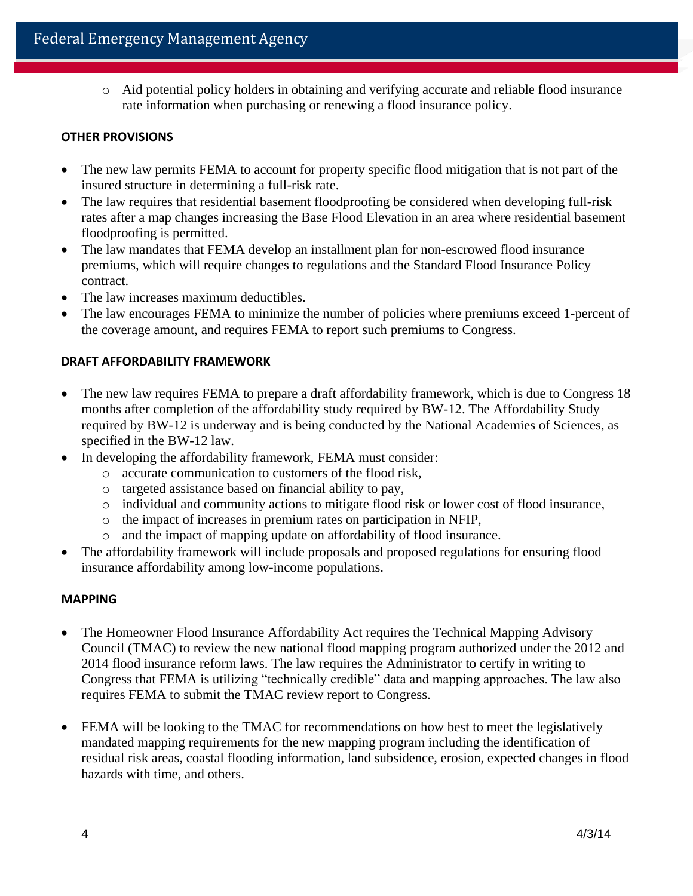- Aid potential policy holders in obtaining and verifying accurate and reliable flood insurance rate information when purchasing or renewing a flood insurance policy.

**OTHER PROVISIONS**

- The new law permits FEMA to account for property specific flood mitigation that is not part of the insured structure in determining a full-risk rate.
- The law requires that residential basement floodproofing be considered when developing full-risk rates after a map changes increasing the Base Flood Elevation in an area where residential basement floodproofing is permitted.
- The law mandates that FEMA develop an installment plan for non-escrowed flood insurance premiums, which will require changes to regulations and the Standard Flood Insurance Policy contract.
- The law increases maximum deductibles.
- The law encourages FEMA to minimize the number of policies where premiums exceed 1-percent of the coverage amount, and requires FEMA to report such premiums to Congress.

**DRAFT AFFORDABILITY FRAMEWORK**

- The new law requires FEMA to prepare a draft affordability framework, which is due to Congress 18 months after completion of the affordability study required by BW-12. The Affordability Study required by BW-12 is underway and is being conducted by the National Academies of Sciences, as specified in the BW-12 law.
- In developing the affordability framework, FEMA must consider:
   - accurate communication to customers of the flood risk,
   - targeted assistance based on financial ability to pay,
   - individual and community actions to mitigate flood risk or lower cost of flood insurance,
   - the impact of increases in premium rates on participation in NFIP,
   - and the impact of mapping update on affordability of flood insurance.
- The affordability framework will include proposals and proposed regulations for ensuring flood insurance affordability among low-income populations.

**MAPPING**

- The Homeowner Flood Insurance Affordability Act requires the Technical Mapping Advisory Council (TMAC) to review the new national flood mapping program authorized under the 2012 and 2014 flood insurance reform laws. The law requires the Administrator to certify in writing to Congress that FEMA is utilizing "technically credible" data and mapping approaches. The law also requires FEMA to submit the TMAC review report to Congress.

- FEMA will be looking to the TMAC for recommendations on how best to meet the legislatively mandated mapping requirements for the new mapping program including the identification of residual risk areas, coastal flooding information, land subsidence, erosion, expected changes in flood hazards with time, and others.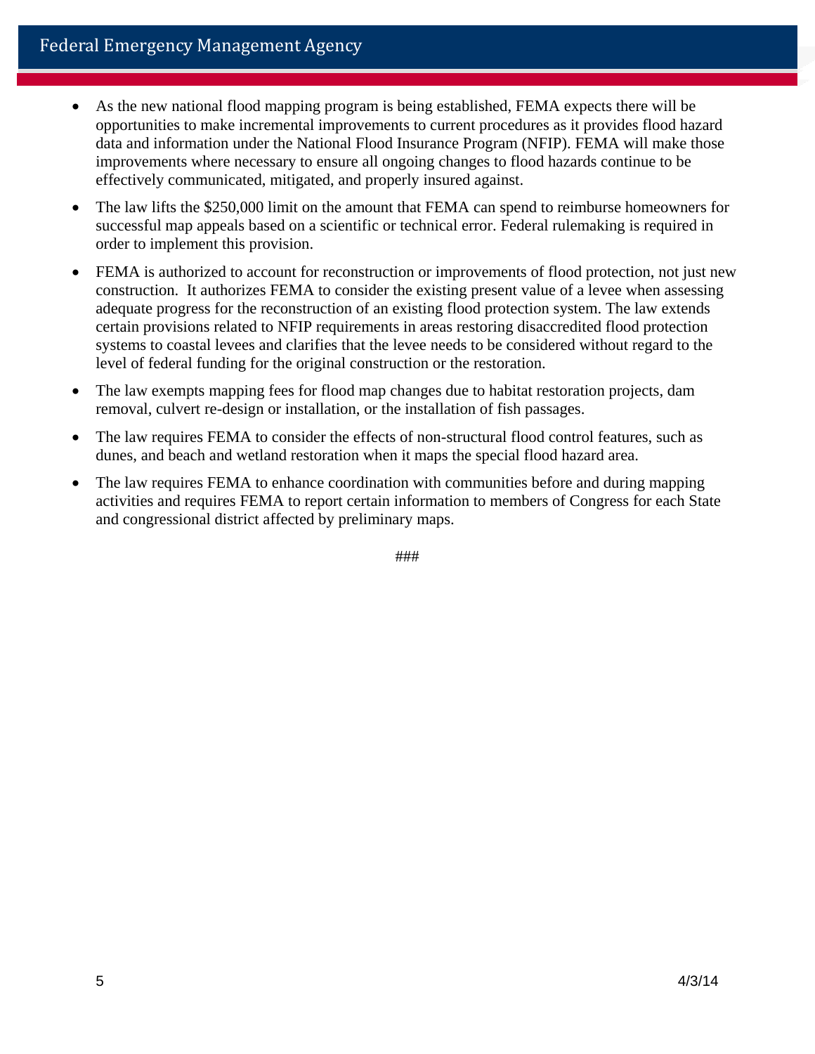- As the new national flood mapping program is being established, FEMA expects there will be opportunities to make incremental improvements to current procedures as it provides flood hazard data and information under the National Flood Insurance Program (NFIP). FEMA will make those improvements where necessary to ensure all ongoing changes to flood hazards continue to be effectively communicated, mitigated, and properly insured against.
- The law lifts the $250,000 limit on the amount that FEMA can spend to reimburse homeowners for successful map appeals based on a scientific or technical error. Federal rulemaking is required in order to implement this provision.
- FEMA is authorized to account for reconstruction or improvements of flood protection, not just new construction. It authorizes FEMA to consider the existing present value of a levee when assessing adequate progress for the reconstruction of an existing flood protection system. The law extends certain provisions related to NFIP requirements in areas restoring disaccredited flood protection systems to coastal levees and clarifies that the levee needs to be considered without regard to the level of federal funding for the original construction or the restoration.
- The law exempts mapping fees for flood map changes due to habitat restoration projects, dam removal, culvert re-design or installation, or the installation of fish passages.
- The law requires FEMA to consider the effects of non-structural flood control features, such as dunes, and beach and wetland restoration when it maps the special flood hazard area.
- The law requires FEMA to enhance coordination with communities before and during mapping activities and requires FEMA to report certain information to members of Congress for each State and congressional district affected by preliminary maps.

###